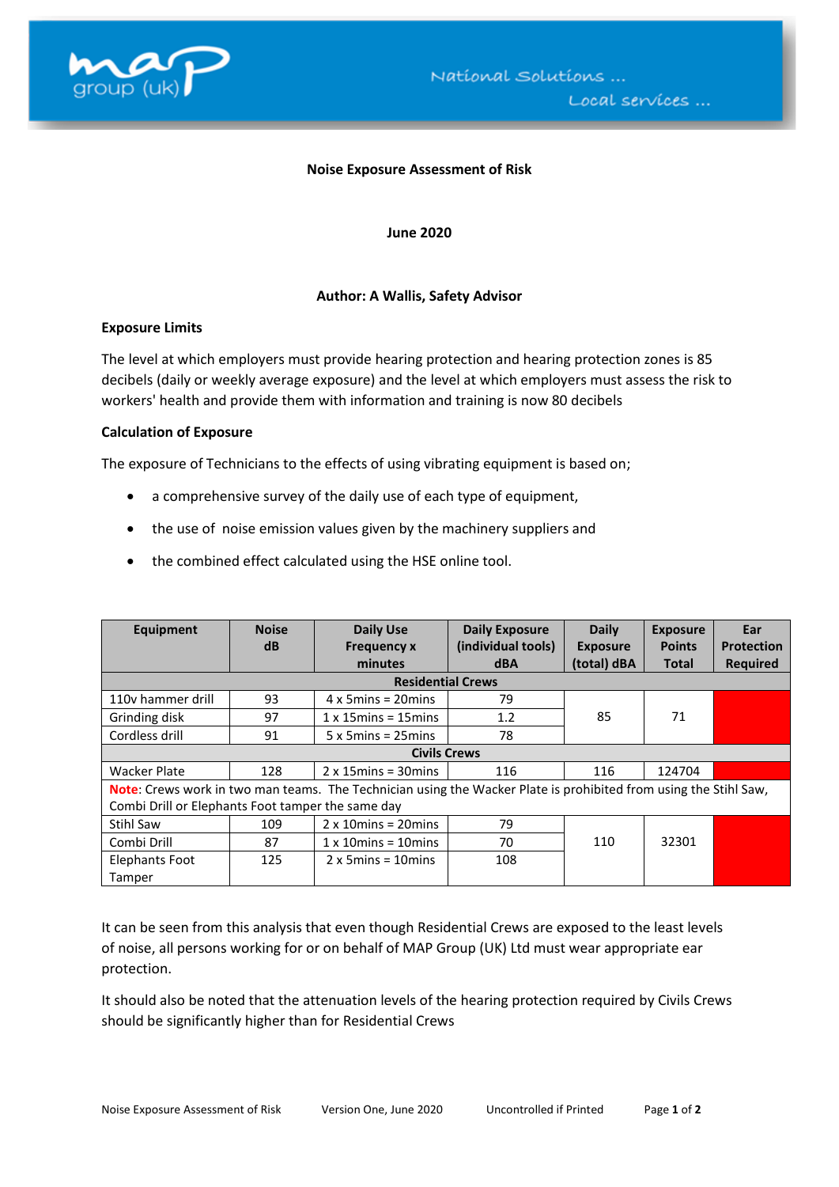**Noise Exposure Assessment of Risk**

**June 2020**

**Author: A Wallis, Safety Advisor**

**Exposure Limits**

The level at which employers must provide hearing protection and hearing protection zones is 85 decibels (daily or weekly average exposure) and the level at which employers must assess the risk to workers' health and provide them with information and training is now 80 decibels

**Calculation of Exposure**

The exposure of Technicians to the effects of using vibrating equipment is based on;

- a comprehensive survey of the daily use of each type of equipment,
- the use of noise emission values given by the machinery suppliers and
- the combined effect calculated using the HSE online tool.

| Equipment | Noise dB | Daily Use Frequency x minutes | Daily Exposure (individual tools) dBA | Daily Exposure (total) dBA | Exposure Points Total | Ear Protection Required |
|---|---|---|---|---|---|---|
| **Residential Crews** | | | | | | |
| 110v hammer drill | 93 | 4 x 5mins = 20mins | 79 | 85 | 71 | |
| Grinding disk | 97 | 1 x 15mins = 15mins | 1.2 | | | |
| Cordless drill | 91 | 5 x 5mins = 25mins | 78 | | | |
| **Civils Crews** | | | | | | |
| Wacker Plate | 128 | 2 x 15mins = 30mins | 116 | 116 | 124704 | |
| **Note**: Crews work in two man teams. The Technician using the Wacker Plate is prohibited from using the Stihl Saw, Combi Drill or Elephants Foot tamper the same day | | | | | | |
| Stihl Saw | 109 | 2 x 10mins = 20mins | 79 | 110 | 32301 | |
| Combi Drill | 87 | 1 x 10mins = 10mins | 70 | | | |
| Elephants Foot Tamper | 125 | 2 x 5mins = 10mins | 108 | | | |

It can be seen from this analysis that even though Residential Crews are exposed to the least levels of noise, all persons working for or on behalf of MAP Group (UK) Ltd must wear appropriate ear protection.

It should also be noted that the attenuation levels of the hearing protection required by Civils Crews should be significantly higher than for Residential Crews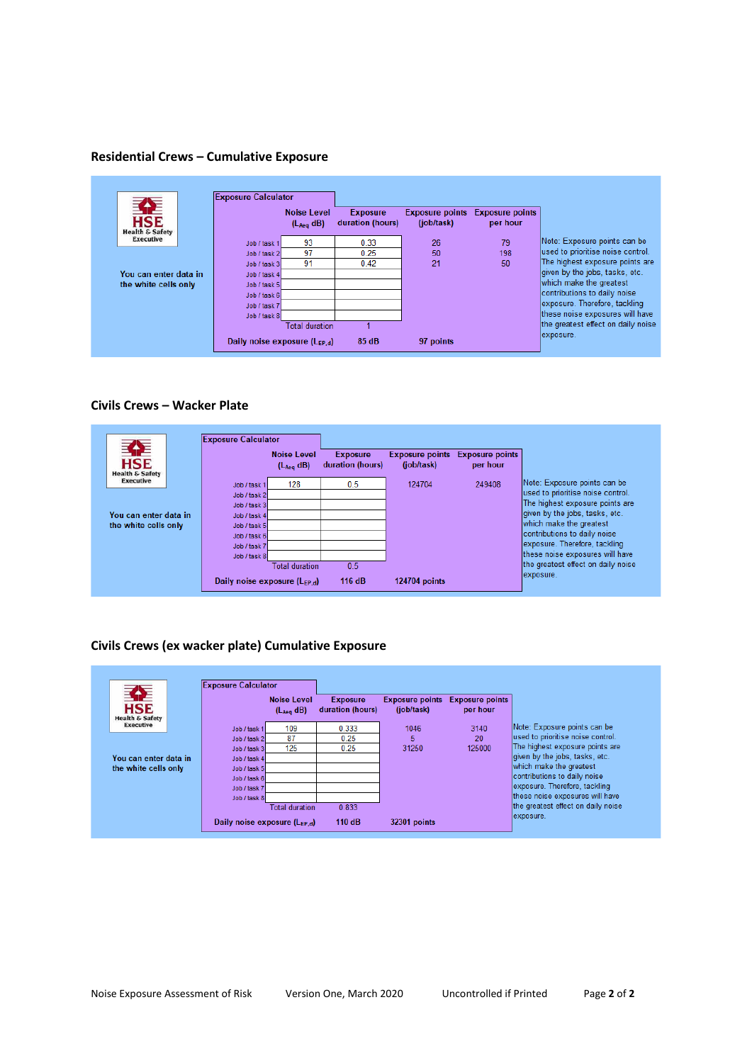### Residential Crews – Cumulative Exposure

HSE Health & Safety Executive

You can enter data in the white cells only

**Exposure Calculator**

| | Noise Level ($L_{Aeq}$ dB) | Exposure duration (hours) | Exposure points (job/task) | Exposure points per hour |
|---|---|---|---|---|
| Job / task 1 | 93 | 0.33 | 26 | 79 |
| Job / task 2 | 97 | 0.25 | 50 | 198 |
| Job / task 3 | 91 | 0.42 | 21 | 50 |
| Job / task 4 | | | | |
| Job / task 5 | | | | |
| Job / task 6 | | | | |
| Job / task 7 | | | | |
| Job / task 8 | | | | |
| Total duration | | 1 | | |
| Daily noise exposure ($L_{EP,d}$) | 85 dB | | 97 points | |

Note: Exposure points can be used to prioritise noise control. The highest exposure points are given by the jobs, tasks, etc. which make the greatest contributions to daily noise exposure. Therefore, tackling these noise exposures will have the greatest effect on daily noise exposure.

### Civils Crews – Wacker Plate

HSE Health & Safety Executive

You can enter data in the white cells only

**Exposure Calculator**

| | Noise Level ($L_{Aeq}$ dB) | Exposure duration (hours) | Exposure points (job/task) | Exposure points per hour |
|---|---|---|---|---|
| Job / task 1 | 128 | 0.5 | 124704 | 249408 |
| Job / task 2 | | | | |
| Job / task 3 | | | | |
| Job / task 4 | | | | |
| Job / task 5 | | | | |
| Job / task 6 | | | | |
| Job / task 7 | | | | |
| Job / task 8 | | | | |
| Total duration | | 0.5 | | |
| Daily noise exposure ($L_{EP,d}$) | 116 dB | | 124704 points | |

Note: Exposure points can be used to prioritise noise control. The highest exposure points are given by the jobs, tasks, etc. which make the greatest contributions to daily noise exposure. Therefore, tackling these noise exposures will have the greatest effect on daily noise exposure.

### Civils Crews (ex wacker plate) Cumulative Exposure

HSE Health & Safety Executive

You can enter data in the white cells only

**Exposure Calculator**

| | Noise Level ($L_{Aeq}$ dB) | Exposure duration (hours) | Exposure points (job/task) | Exposure points per hour |
|---|---|---|---|---|
| Job / task 1 | 109 | 0.333 | 1046 | 3140 |
| Job / task 2 | 87 | 0.25 | 5 | 20 |
| Job / task 3 | 125 | 0.25 | 31250 | 125000 |
| Job / task 4 | | | | |
| Job / task 5 | | | | |
| Job / task 6 | | | | |
| Job / task 7 | | | | |
| Job / task 8 | | | | |
| Total duration | | 0.833 | | |
| Daily noise exposure ($L_{EP,d}$) | 110 dB | | 32301 points | |

Note: Exposure points can be used to prioritise noise control. The highest exposure points are given by the jobs, tasks, etc. which make the greatest contributions to daily noise exposure. Therefore, tackling these noise exposures will have the greatest effect on daily noise exposure.